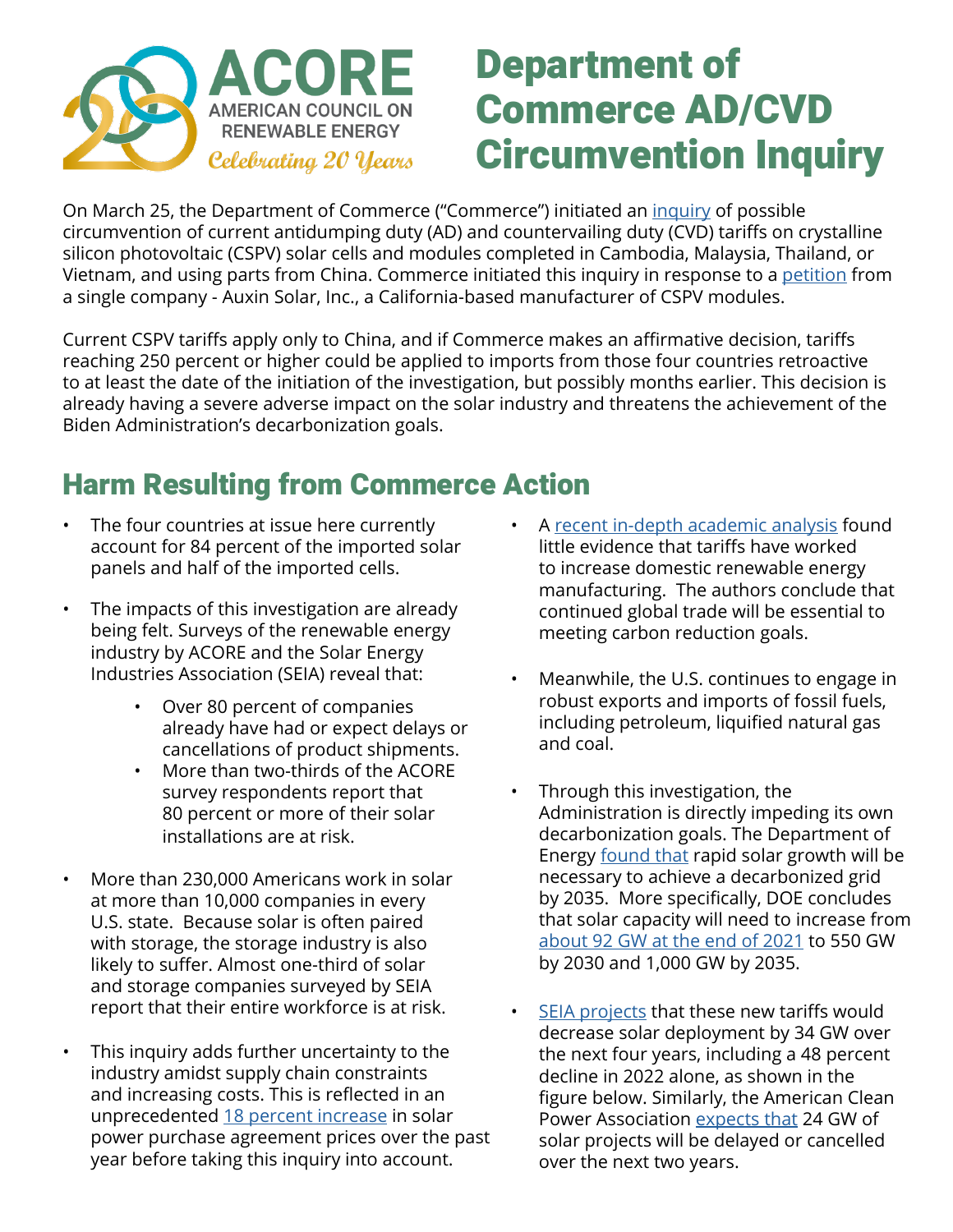ACORE
AMERICAN COUNCIL ON RENEWABLE ENERGY
*Celebrating 20 Years*

# Department of Commerce AD/CVD Circumvention Inquiry

On March 25, the Department of Commerce ("Commerce") initiated an inquiry of possible circumvention of current antidumping duty (AD) and countervailing duty (CVD) tariffs on crystalline silicon photovoltaic (CSPV) solar cells and modules completed in Cambodia, Malaysia, Thailand, or Vietnam, and using parts from China. Commerce initiated this inquiry in response to a petition from a single company - Auxin Solar, Inc., a California-based manufacturer of CSPV modules.

Current CSPV tariffs apply only to China, and if Commerce makes an affirmative decision, tariffs reaching 250 percent or higher could be applied to imports from those four countries retroactive to at least the date of the initiation of the investigation, but possibly months earlier. This decision is already having a severe adverse impact on the solar industry and threatens the achievement of the Biden Administration's decarbonization goals.

## Harm Resulting from Commerce Action

- The four countries at issue here currently account for 84 percent of the imported solar panels and half of the imported cells.
- The impacts of this investigation are already being felt. Surveys of the renewable energy industry by ACORE and the Solar Energy Industries Association (SEIA) reveal that:
  - Over 80 percent of companies already have had or expect delays or cancellations of product shipments.
  - More than two-thirds of the ACORE survey respondents report that 80 percent or more of their solar installations are at risk.
- More than 230,000 Americans work in solar at more than 10,000 companies in every U.S. state. Because solar is often paired with storage, the storage industry is also likely to suffer. Almost one-third of solar and storage companies surveyed by SEIA report that their entire workforce is at risk.
- This inquiry adds further uncertainty to the industry amidst supply chain constraints and increasing costs. This is reflected in an unprecedented 18 percent increase in solar power purchase agreement prices over the past year before taking this inquiry into account.
- A recent in-depth academic analysis found little evidence that tariffs have worked to increase domestic renewable energy manufacturing. The authors conclude that continued global trade will be essential to meeting carbon reduction goals.
- Meanwhile, the U.S. continues to engage in robust exports and imports of fossil fuels, including petroleum, liquified natural gas and coal.
- Through this investigation, the Administration is directly impeding its own decarbonization goals. The Department of Energy found that rapid solar growth will be necessary to achieve a decarbonized grid by 2035. More specifically, DOE concludes that solar capacity will need to increase from about 92 GW at the end of 2021 to 550 GW by 2030 and 1,000 GW by 2035.
- SEIA projects that these new tariffs would decrease solar deployment by 34 GW over the next four years, including a 48 percent decline in 2022 alone, as shown in the figure below. Similarly, the American Clean Power Association expects that 24 GW of solar projects will be delayed or cancelled over the next two years.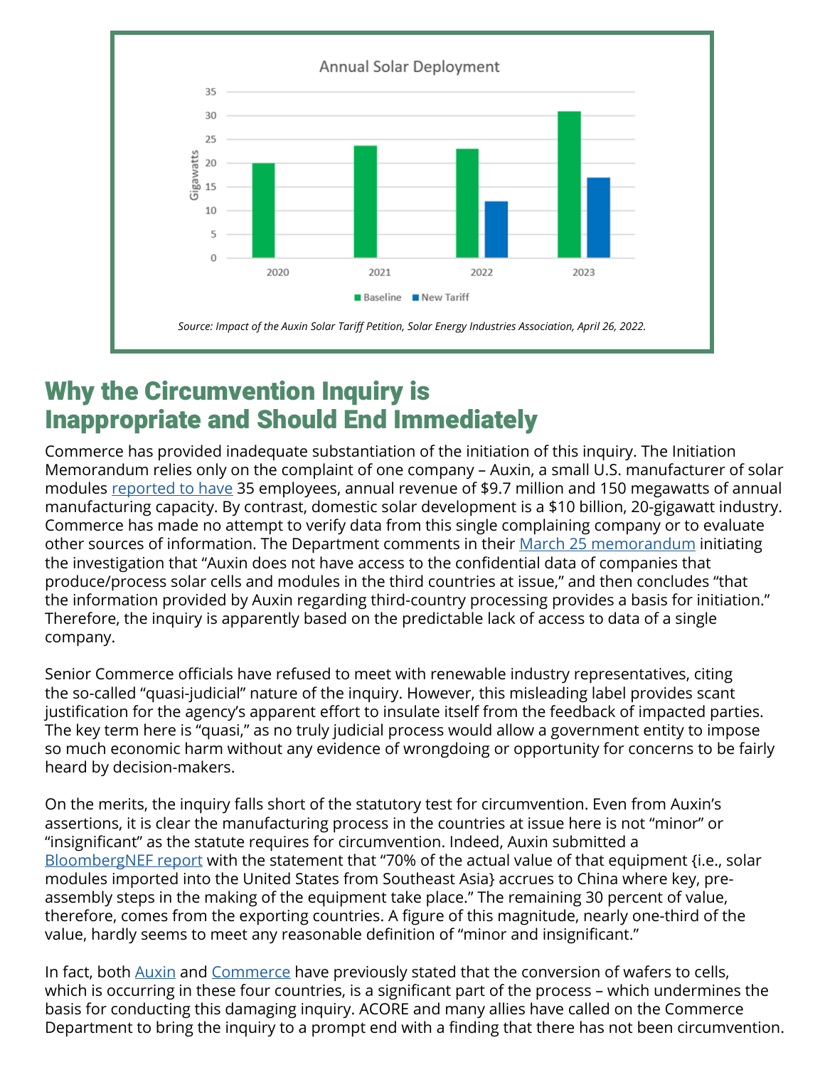Annual Solar Deployment

Gigawatts

35
30
25
20
15
10
5
0

2020
2021
2022
2023

Baseline
New Tariff

*Source: Impact of the Auxin Solar Tariff Petition, Solar Energy Industries Association, April 26, 2022.*

## Why the Circumvention Inquiry is Inappropriate and Should End Immediately

Commerce has provided inadequate substantiation of the initiation of this inquiry. The Initiation Memorandum relies only on the complaint of one company – Auxin, a small U.S. manufacturer of solar modules reported to have 35 employees, annual revenue of $9.7 million and 150 megawatts of annual manufacturing capacity. By contrast, domestic solar development is a $10 billion, 20-gigawatt industry. Commerce has made no attempt to verify data from this single complaining company or to evaluate other sources of information. The Department comments in their March 25 memorandum initiating the investigation that "Auxin does not have access to the confidential data of companies that produce/process solar cells and modules in the third countries at issue," and then concludes "that the information provided by Auxin regarding third-country processing provides a basis for initiation." Therefore, the inquiry is apparently based on the predictable lack of access to data of a single company.

Senior Commerce officials have refused to meet with renewable industry representatives, citing the so-called "quasi-judicial" nature of the inquiry. However, this misleading label provides scant justification for the agency's apparent effort to insulate itself from the feedback of impacted parties. The key term here is "quasi," as no truly judicial process would allow a government entity to impose so much economic harm without any evidence of wrongdoing or opportunity for concerns to be fairly heard by decision-makers.

On the merits, the inquiry falls short of the statutory test for circumvention. Even from Auxin's assertions, it is clear the manufacturing process in the countries at issue here is not "minor" or "insignificant" as the statute requires for circumvention. Indeed, Auxin submitted a BloombergNEF report with the statement that "70% of the actual value of that equipment {i.e., solar modules imported into the United States from Southeast Asia} accrues to China where key, pre-assembly steps in the making of the equipment take place." The remaining 30 percent of value, therefore, comes from the exporting countries. A figure of this magnitude, nearly one-third of the value, hardly seems to meet any reasonable definition of "minor and insignificant."

In fact, both Auxin and Commerce have previously stated that the conversion of wafers to cells, which is occurring in these four countries, is a significant part of the process – which undermines the basis for conducting this damaging inquiry. ACORE and many allies have called on the Commerce Department to bring the inquiry to a prompt end with a finding that there has not been circumvention.